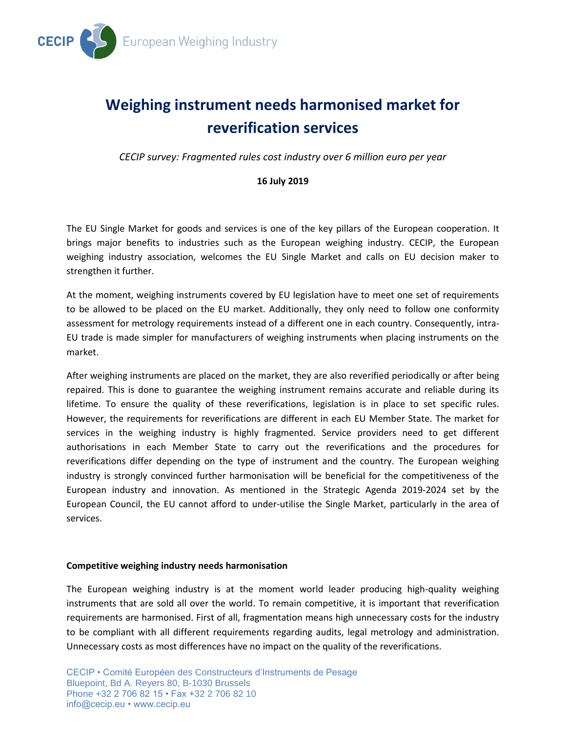CECIP European Weighing Industry

# Weighing instrument needs harmonised market for reverification services

*CECIP survey: Fragmented rules cost industry over 6 million euro per year*

**16 July 2019**

The EU Single Market for goods and services is one of the key pillars of the European cooperation. It brings major benefits to industries such as the European weighing industry. CECIP, the European weighing industry association, welcomes the EU Single Market and calls on EU decision maker to strengthen it further.

At the moment, weighing instruments covered by EU legislation have to meet one set of requirements to be allowed to be placed on the EU market. Additionally, they only need to follow one conformity assessment for metrology requirements instead of a different one in each country. Consequently, intra-EU trade is made simpler for manufacturers of weighing instruments when placing instruments on the market.

After weighing instruments are placed on the market, they are also reverified periodically or after being repaired. This is done to guarantee the weighing instrument remains accurate and reliable during its lifetime. To ensure the quality of these reverifications, legislation is in place to set specific rules. However, the requirements for reverifications are different in each EU Member State. The market for services in the weighing industry is highly fragmented. Service providers need to get different authorisations in each Member State to carry out the reverifications and the procedures for reverifications differ depending on the type of instrument and the country. The European weighing industry is strongly convinced further harmonisation will be beneficial for the competitiveness of the European industry and innovation. As mentioned in the Strategic Agenda 2019-2024 set by the European Council, the EU cannot afford to under-utilise the Single Market, particularly in the area of services.

**Competitive weighing industry needs harmonisation**

The European weighing industry is at the moment world leader producing high-quality weighing instruments that are sold all over the world. To remain competitive, it is important that reverification requirements are harmonised. First of all, fragmentation means high unnecessary costs for the industry to be compliant with all different requirements regarding audits, legal metrology and administration. Unnecessary costs as most differences have no impact on the quality of the reverifications.

CECIP • Comité Européen des Constructeurs d'Instruments de Pesage
Bluepoint, Bd A. Reyers 80, B-1030 Brussels
Phone +32 2 706 82 15 • Fax +32 2 706 82 10
info@cecip.eu • www.cecip.eu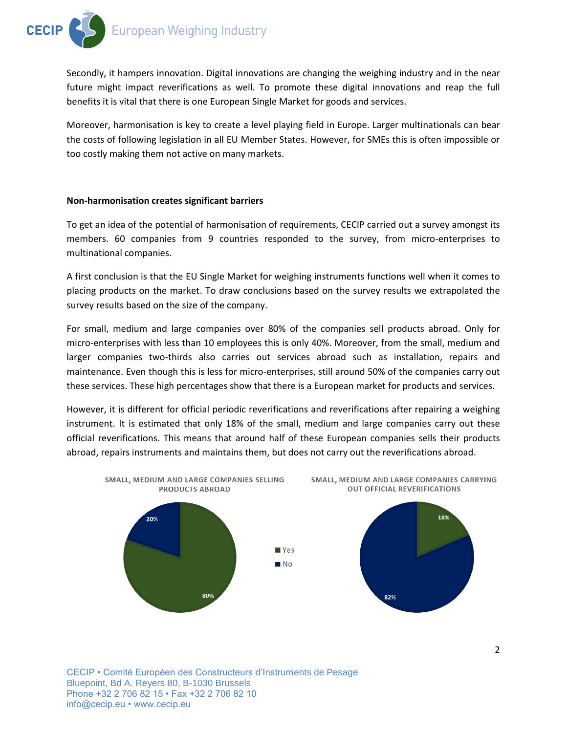Secondly, it hampers innovation. Digital innovations are changing the weighing industry and in the near future might impact reverifications as well. To promote these digital innovations and reap the full benefits it is vital that there is one European Single Market for goods and services.

Moreover, harmonisation is key to create a level playing field in Europe. Larger multinationals can bear the costs of following legislation in all EU Member States. However, for SMEs this is often impossible or too costly making them not active on many markets.

**Non-harmonisation creates significant barriers**

To get an idea of the potential of harmonisation of requirements, CECIP carried out a survey amongst its members. 60 companies from 9 countries responded to the survey, from micro-enterprises to multinational companies.

A first conclusion is that the EU Single Market for weighing instruments functions well when it comes to placing products on the market. To draw conclusions based on the survey results we extrapolated the survey results based on the size of the company.

For small, medium and large companies over 80% of the companies sell products abroad. Only for micro-enterprises with less than 10 employees this is only 40%. Moreover, from the small, medium and larger companies two-thirds also carries out services abroad such as installation, repairs and maintenance. Even though this is less for micro-enterprises, still around 50% of the companies carry out these services. These high percentages show that there is a European market for products and services.

However, it is different for official periodic reverifications and reverifications after repairing a weighing instrument. It is estimated that only 18% of the small, medium and large companies carry out these official reverifications. This means that around half of these European companies sells their products abroad, repairs instruments and maintains them, but does not carry out the reverifications abroad.

SMALL, MEDIUM AND LARGE COMPANIES SELLING PRODUCTS ABROAD

| | |
|---|---|
| Yes | 80% |
| No | 20% |

SMALL, MEDIUM AND LARGE COMPANIES CARRYING OUT OFFICIAL REVERIFICATIONS

| | |
|---|---|
| Yes | 18% |
| No | 82% |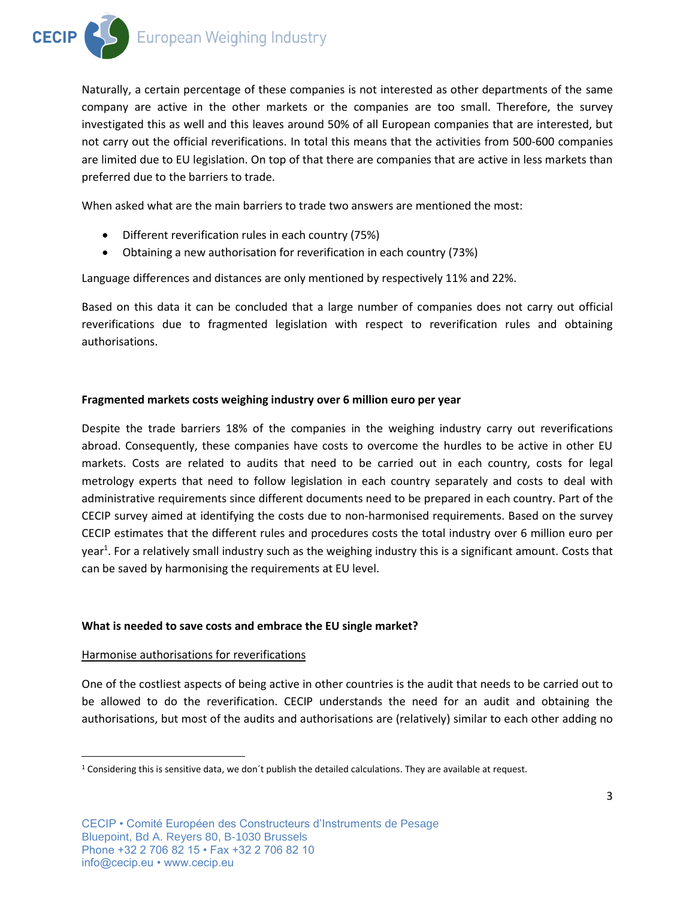Naturally, a certain percentage of these companies is not interested as other departments of the same company are active in the other markets or the companies are too small. Therefore, the survey investigated this as well and this leaves around 50% of all European companies that are interested, but not carry out the official reverifications. In total this means that the activities from 500-600 companies are limited due to EU legislation. On top of that there are companies that are active in less markets than preferred due to the barriers to trade.

When asked what are the main barriers to trade two answers are mentioned the most:

- Different reverification rules in each country (75%)
- Obtaining a new authorisation for reverification in each country (73%)

Language differences and distances are only mentioned by respectively 11% and 22%.

Based on this data it can be concluded that a large number of companies does not carry out official reverifications due to fragmented legislation with respect to reverification rules and obtaining authorisations.

**Fragmented markets costs weighing industry over 6 million euro per year**

Despite the trade barriers 18% of the companies in the weighing industry carry out reverifications abroad. Consequently, these companies have costs to overcome the hurdles to be active in other EU markets. Costs are related to audits that need to be carried out in each country, costs for legal metrology experts that need to follow legislation in each country separately and costs to deal with administrative requirements since different documents need to be prepared in each country. Part of the CECIP survey aimed at identifying the costs due to non-harmonised requirements. Based on the survey CECIP estimates that the different rules and procedures costs the total industry over 6 million euro per year[1]. For a relatively small industry such as the weighing industry this is a significant amount. Costs that can be saved by harmonising the requirements at EU level.

**What is needed to save costs and embrace the EU single market?**

<u>Harmonise authorisations for reverifications</u>

One of the costliest aspects of being active in other countries is the audit that needs to be carried out to be allowed to do the reverification. CECIP understands the need for an audit and obtaining the authorisations, but most of the audits and authorisations are (relatively) similar to each other adding no

[1] Considering this is sensitive data, we don´t publish the detailed calculations. They are available at request.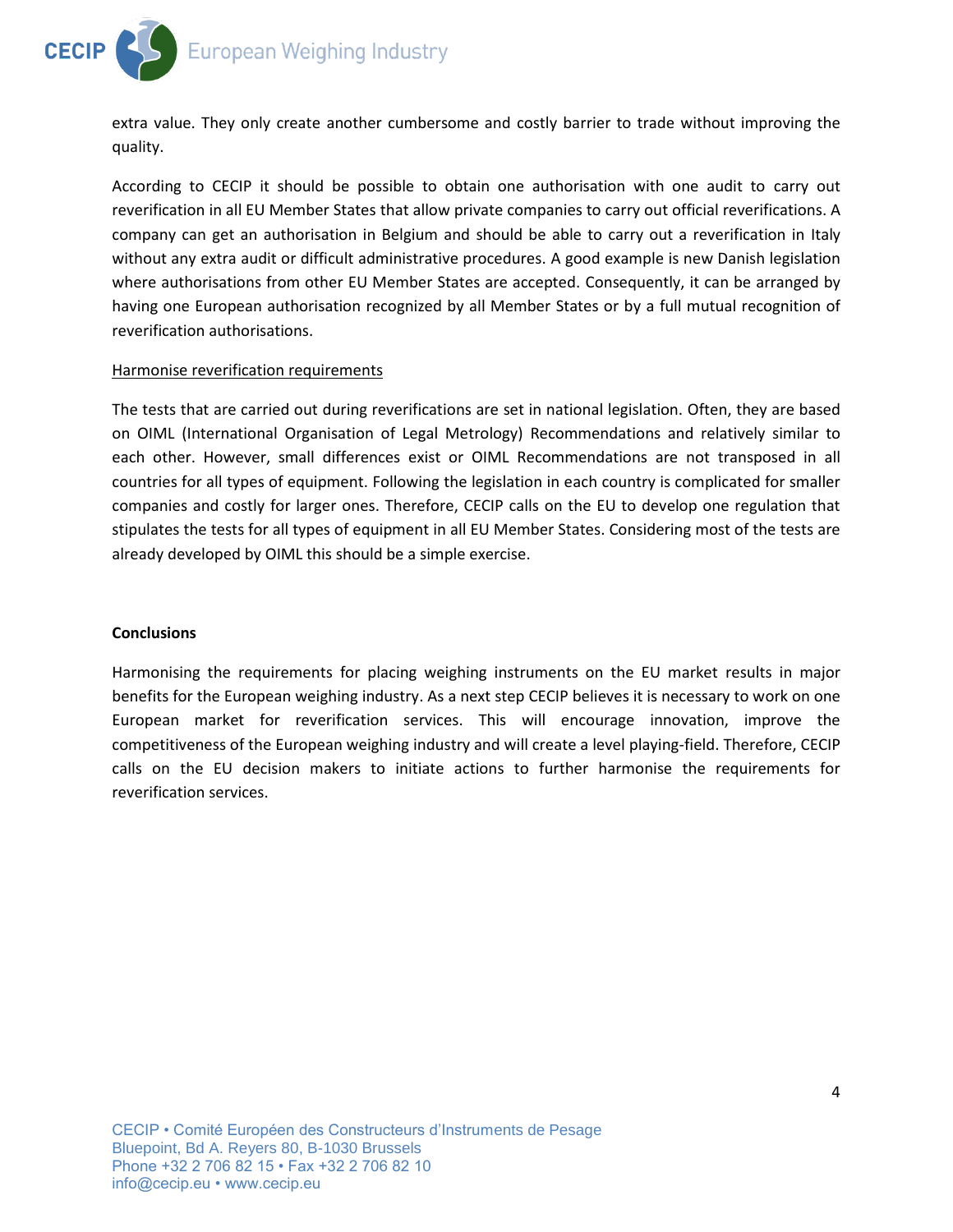extra value. They only create another cumbersome and costly barrier to trade without improving the quality.

According to CECIP it should be possible to obtain one authorisation with one audit to carry out reverification in all EU Member States that allow private companies to carry out official reverifications. A company can get an authorisation in Belgium and should be able to carry out a reverification in Italy without any extra audit or difficult administrative procedures. A good example is new Danish legislation where authorisations from other EU Member States are accepted. Consequently, it can be arranged by having one European authorisation recognized by all Member States or by a full mutual recognition of reverification authorisations.

Harmonise reverification requirements

The tests that are carried out during reverifications are set in national legislation. Often, they are based on OIML (International Organisation of Legal Metrology) Recommendations and relatively similar to each other. However, small differences exist or OIML Recommendations are not transposed in all countries for all types of equipment. Following the legislation in each country is complicated for smaller companies and costly for larger ones. Therefore, CECIP calls on the EU to develop one regulation that stipulates the tests for all types of equipment in all EU Member States. Considering most of the tests are already developed by OIML this should be a simple exercise.

**Conclusions**

Harmonising the requirements for placing weighing instruments on the EU market results in major benefits for the European weighing industry. As a next step CECIP believes it is necessary to work on one European market for reverification services. This will encourage innovation, improve the competitiveness of the European weighing industry and will create a level playing-field. Therefore, CECIP calls on the EU decision makers to initiate actions to further harmonise the requirements for reverification services.